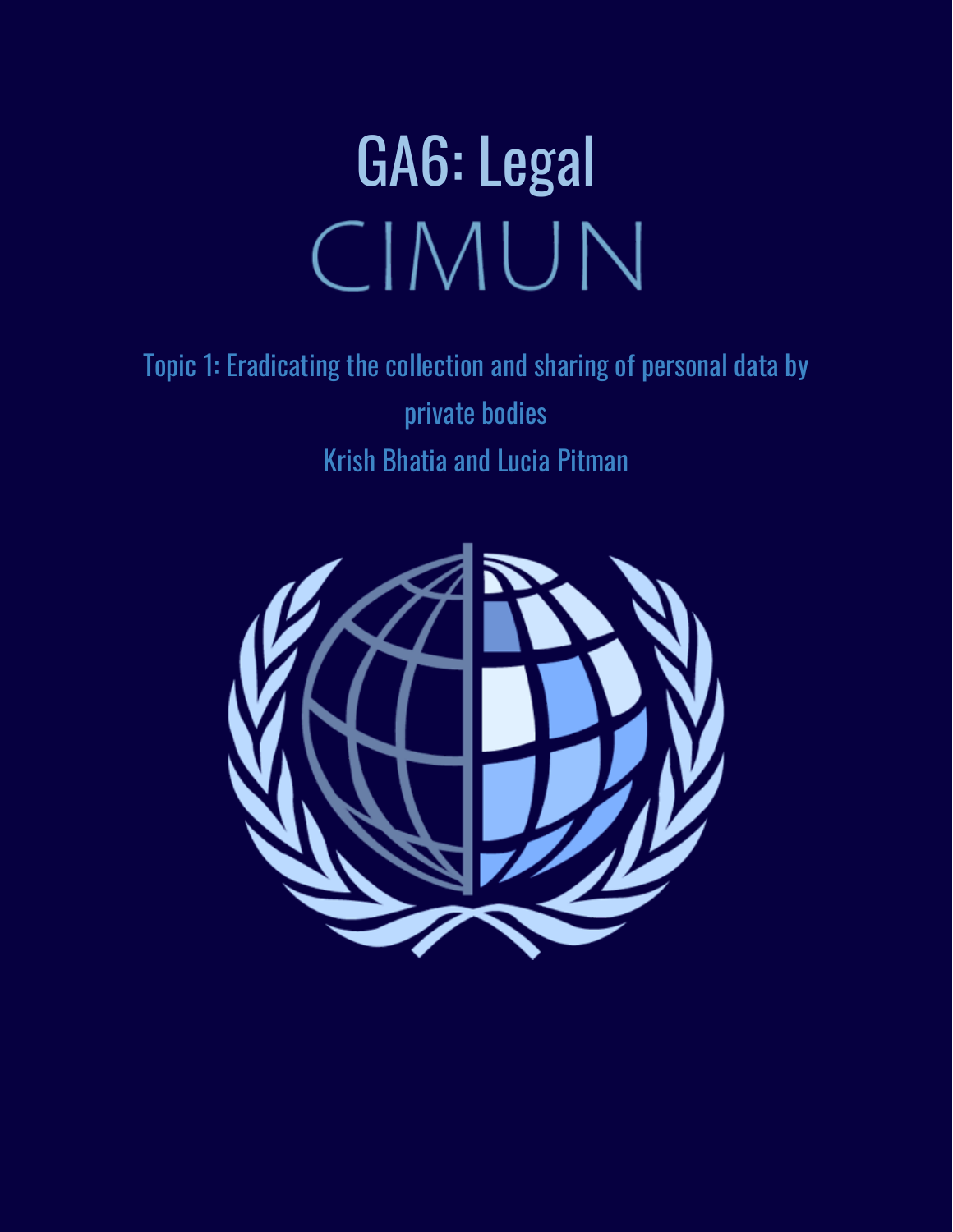# GA6: Legal

# CIMUN

Topic 1: Eradicating the collection and sharing of personal data by private bodies

Krish Bhatia and Lucia Pitman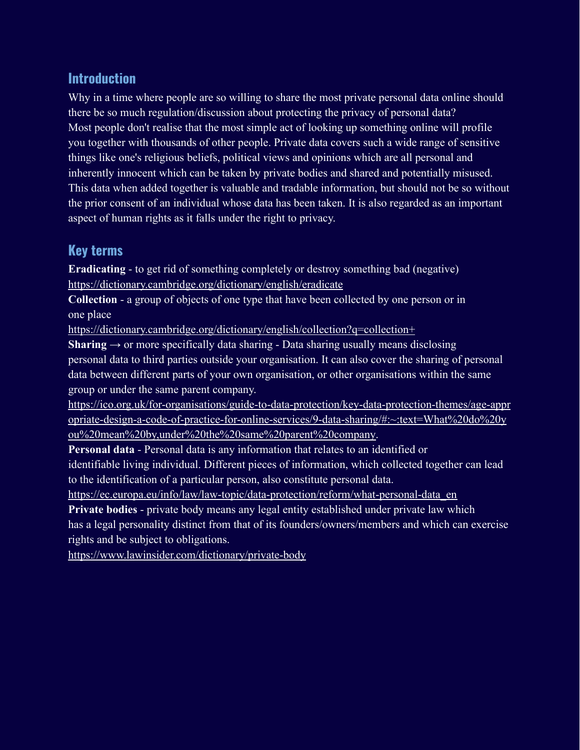## Introduction

Why in a time where people are so willing to share the most private personal data online should there be so much regulation/discussion about protecting the privacy of personal data? Most people don't realise that the most simple act of looking up something online will profile you together with thousands of other people. Private data covers such a wide range of sensitive things like one's religious beliefs, political views and opinions which are all personal and inherently innocent which can be taken by private bodies and shared and potentially misused. This data when added together is valuable and tradable information, but should not be so without the prior consent of an individual whose data has been taken. It is also regarded as an important aspect of human rights as it falls under the right to privacy.

## Key terms

**Eradicating** - to get rid of something completely or destroy something bad (negative)
https://dictionary.cambridge.org/dictionary/english/eradicate

**Collection** - a group of objects of one type that have been collected by one person or in one place
https://dictionary.cambridge.org/dictionary/english/collection?q=collection+

**Sharing** → or more specifically data sharing - Data sharing usually means disclosing personal data to third parties outside your organisation. It can also cover the sharing of personal data between different parts of your own organisation, or other organisations within the same group or under the same parent company.
https://ico.org.uk/for-organisations/guide-to-data-protection/key-data-protection-themes/age-appropriate-design-a-code-of-practice-for-online-services/9-data-sharing/#:~:text=What%20do%20you%20mean%20by,under%20the%20same%20parent%20company.

**Personal data** - Personal data is any information that relates to an identified or identifiable living individual. Different pieces of information, which collected together can lead to the identification of a particular person, also constitute personal data.
https://ec.europa.eu/info/law/law-topic/data-protection/reform/what-personal-data_en

**Private bodies** - private body means any legal entity established under private law which has a legal personality distinct from that of its founders/owners/members and which can exercise rights and be subject to obligations.
https://www.lawinsider.com/dictionary/private-body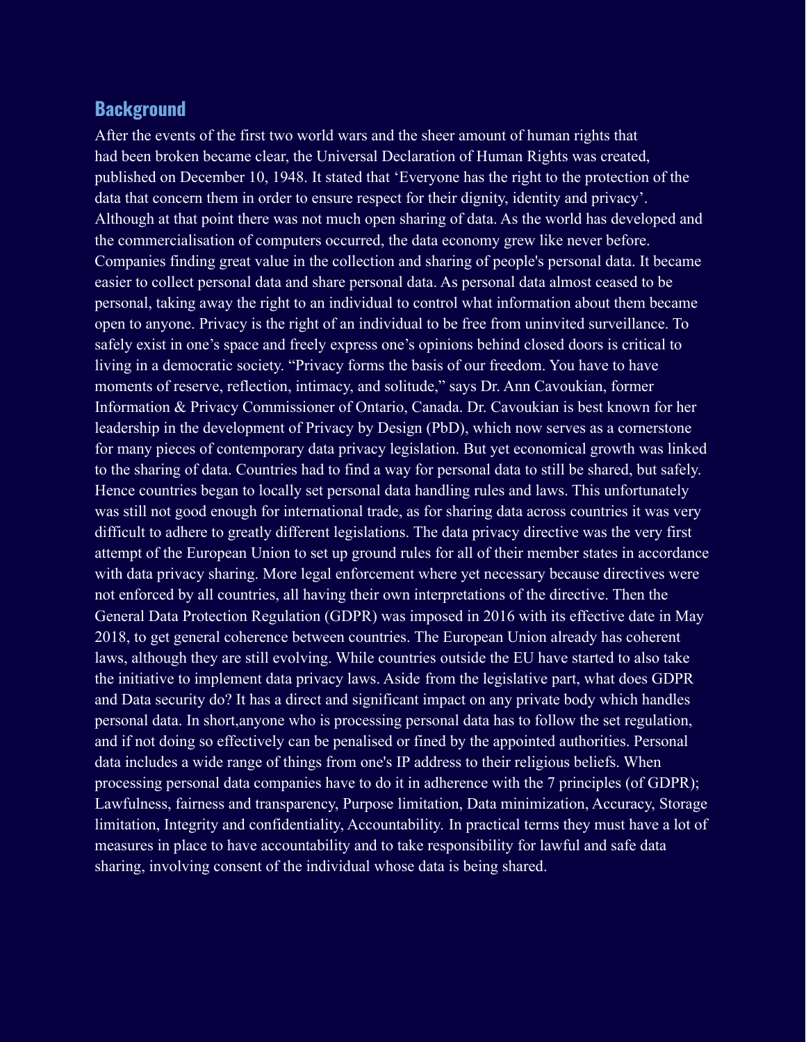## Background

After the events of the first two world wars and the sheer amount of human rights that had been broken became clear, the Universal Declaration of Human Rights was created, published on December 10, 1948. It stated that 'Everyone has the right to the protection of the data that concern them in order to ensure respect for their dignity, identity and privacy'. Although at that point there was not much open sharing of data. As the world has developed and the commercialisation of computers occurred, the data economy grew like never before. Companies finding great value in the collection and sharing of people's personal data. It became easier to collect personal data and share personal data. As personal data almost ceased to be personal, taking away the right to an individual to control what information about them became open to anyone. Privacy is the right of an individual to be free from uninvited surveillance. To safely exist in one's space and freely express one's opinions behind closed doors is critical to living in a democratic society. "Privacy forms the basis of our freedom. You have to have moments of reserve, reflection, intimacy, and solitude," says Dr. Ann Cavoukian, former Information & Privacy Commissioner of Ontario, Canada. Dr. Cavoukian is best known for her leadership in the development of Privacy by Design (PbD), which now serves as a cornerstone for many pieces of contemporary data privacy legislation. But yet economical growth was linked to the sharing of data. Countries had to find a way for personal data to still be shared, but safely. Hence countries began to locally set personal data handling rules and laws. This unfortunately was still not good enough for international trade, as for sharing data across countries it was very difficult to adhere to greatly different legislations. The data privacy directive was the very first attempt of the European Union to set up ground rules for all of their member states in accordance with data privacy sharing. More legal enforcement where yet necessary because directives were not enforced by all countries, all having their own interpretations of the directive. Then the General Data Protection Regulation (GDPR) was imposed in 2016 with its effective date in May 2018, to get general coherence between countries. The European Union already has coherent laws, although they are still evolving. While countries outside the EU have started to also take the initiative to implement data privacy laws. Aside from the legislative part, what does GDPR and Data security do? It has a direct and significant impact on any private body which handles personal data. In short,anyone who is processing personal data has to follow the set regulation, and if not doing so effectively can be penalised or fined by the appointed authorities. Personal data includes a wide range of things from one's IP address to their religious beliefs. When processing personal data companies have to do it in adherence with the 7 principles (of GDPR); Lawfulness, fairness and transparency, Purpose limitation, Data minimization, Accuracy, Storage limitation, Integrity and confidentiality, Accountability. In practical terms they must have a lot of measures in place to have accountability and to take responsibility for lawful and safe data sharing, involving consent of the individual whose data is being shared.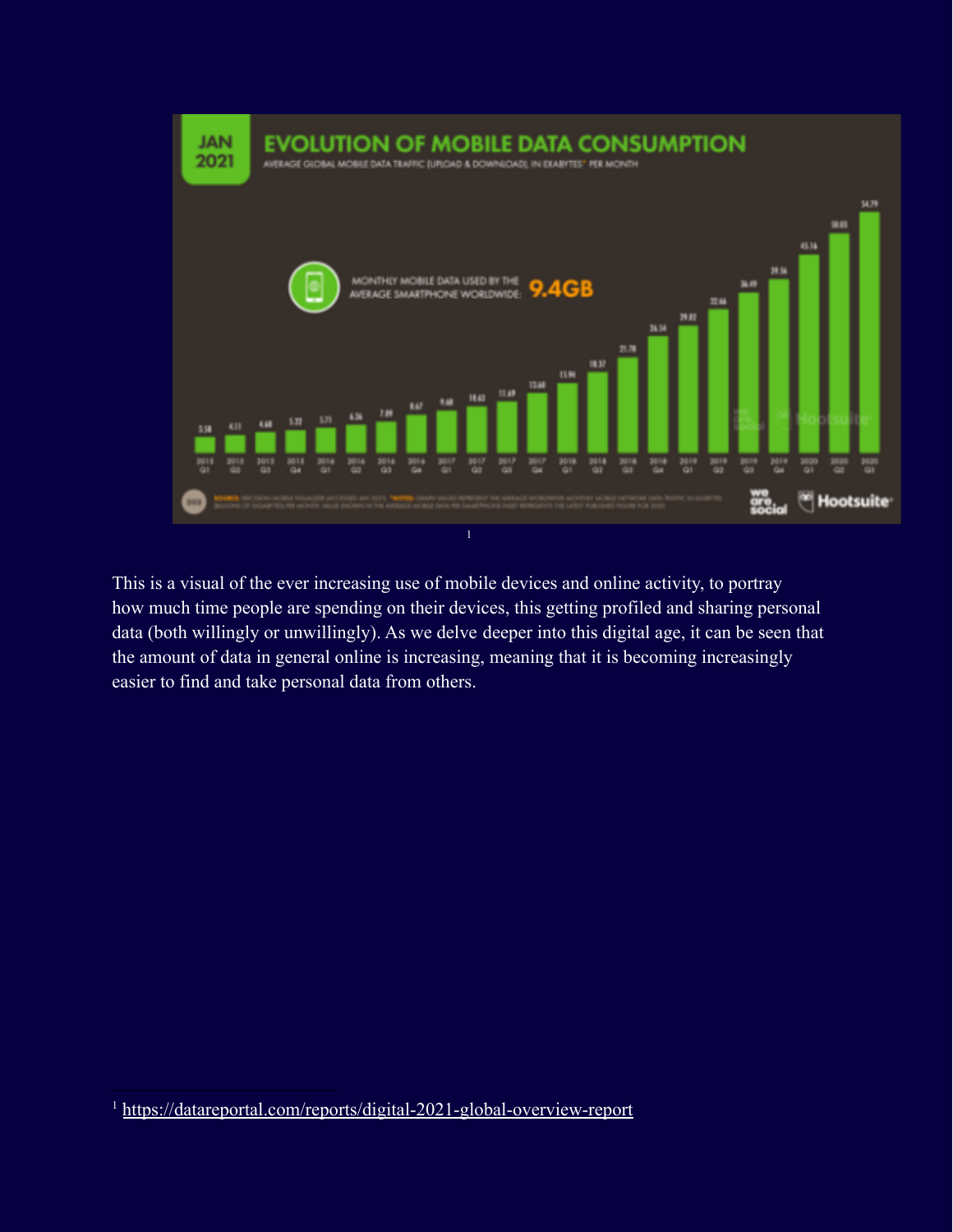[1]

This is a visual of the ever increasing use of mobile devices and online activity, to portray how much time people are spending on their devices, this getting profiled and sharing personal data (both willingly or unwillingly). As we delve deeper into this digital age, it can be seen that the amount of data in general online is increasing, meaning that it is becoming increasingly easier to find and take personal data from others.

[1] https://datareportal.com/reports/digital-2021-global-overview-report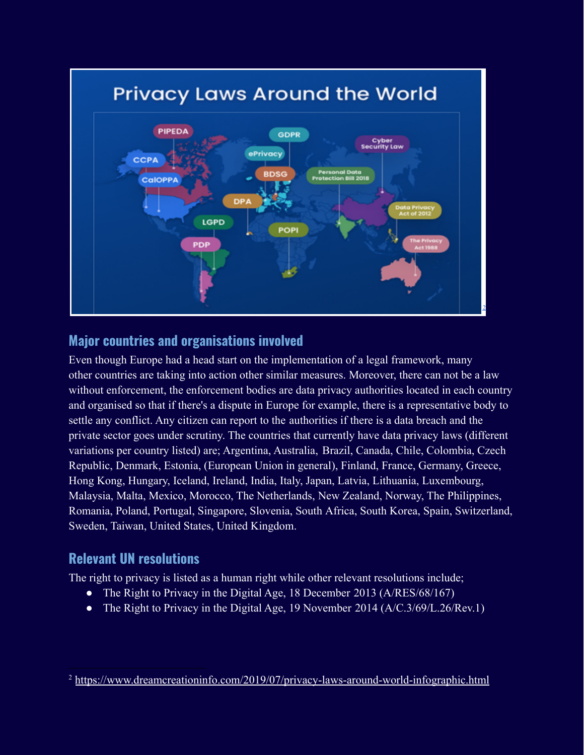## Major countries and organisations involved

Even though Europe had a head start on the implementation of a legal framework, many other countries are taking into action other similar measures. Moreover, there can not be a law without enforcement, the enforcement bodies are data privacy authorities located in each country and organised so that if there's a dispute in Europe for example, there is a representative body to settle any conflict. Any citizen can report to the authorities if there is a data breach and the private sector goes under scrutiny. The countries that currently have data privacy laws (different variations per country listed) are; Argentina, Australia, Brazil, Canada, Chile, Colombia, Czech Republic, Denmark, Estonia, (European Union in general), Finland, France, Germany, Greece, Hong Kong, Hungary, Iceland, Ireland, India, Italy, Japan, Latvia, Lithuania, Luxembourg, Malaysia, Malta, Mexico, Morocco, The Netherlands, New Zealand, Norway, The Philippines, Romania, Poland, Portugal, Singapore, Slovenia, South Africa, South Korea, Spain, Switzerland, Sweden, Taiwan, United States, United Kingdom.

## Relevant UN resolutions

The right to privacy is listed as a human right while other relevant resolutions include;

- The Right to Privacy in the Digital Age, 18 December 2013 (A/RES/68/167)
- The Right to Privacy in the Digital Age, 19 November 2014 (A/C.3/69/L.26/Rev.1)

[2] https://www.dreamcreationinfo.com/2019/07/privacy-laws-around-world-infographic.html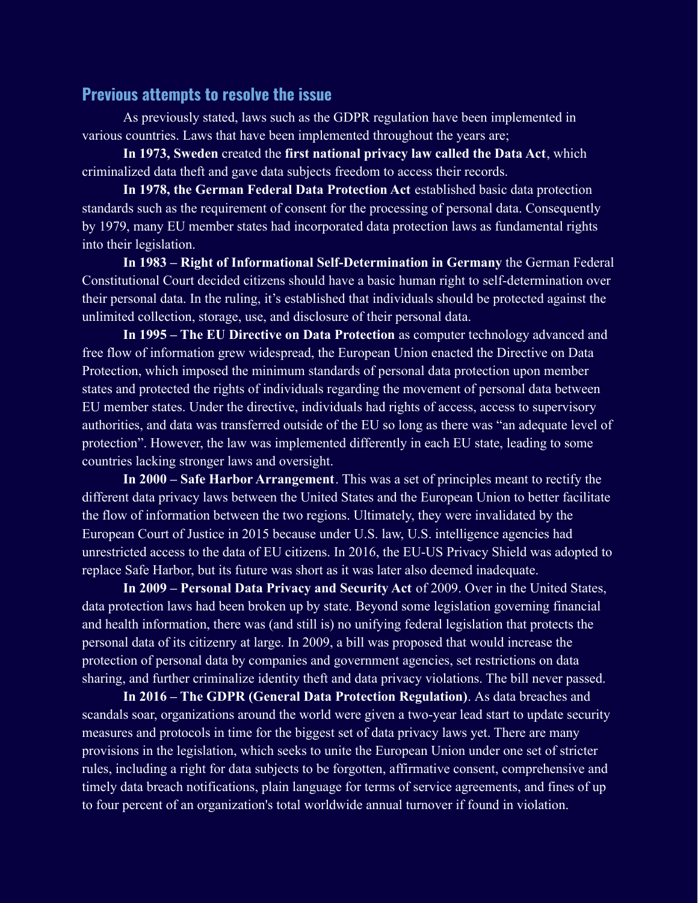## Previous attempts to resolve the issue

As previously stated, laws such as the GDPR regulation have been implemented in various countries. Laws that have been implemented throughout the years are;

**In 1973, Sweden** created the **first national privacy law called the Data Act**, which criminalized data theft and gave data subjects freedom to access their records.

**In 1978, the German Federal Data Protection Act** established basic data protection standards such as the requirement of consent for the processing of personal data. Consequently by 1979, many EU member states had incorporated data protection laws as fundamental rights into their legislation.

**In 1983 – Right of Informational Self-Determination in Germany** the German Federal Constitutional Court decided citizens should have a basic human right to self-determination over their personal data. In the ruling, it's established that individuals should be protected against the unlimited collection, storage, use, and disclosure of their personal data.

**In 1995 – The EU Directive on Data Protection** as computer technology advanced and free flow of information grew widespread, the European Union enacted the Directive on Data Protection, which imposed the minimum standards of personal data protection upon member states and protected the rights of individuals regarding the movement of personal data between EU member states. Under the directive, individuals had rights of access, access to supervisory authorities, and data was transferred outside of the EU so long as there was "an adequate level of protection". However, the law was implemented differently in each EU state, leading to some countries lacking stronger laws and oversight.

**In 2000 – Safe Harbor Arrangement**. This was a set of principles meant to rectify the different data privacy laws between the United States and the European Union to better facilitate the flow of information between the two regions. Ultimately, they were invalidated by the European Court of Justice in 2015 because under U.S. law, U.S. intelligence agencies had unrestricted access to the data of EU citizens. In 2016, the EU-US Privacy Shield was adopted to replace Safe Harbor, but its future was short as it was later also deemed inadequate.

**In 2009 – Personal Data Privacy and Security Act** of 2009. Over in the United States, data protection laws had been broken up by state. Beyond some legislation governing financial and health information, there was (and still is) no unifying federal legislation that protects the personal data of its citizenry at large. In 2009, a bill was proposed that would increase the protection of personal data by companies and government agencies, set restrictions on data sharing, and further criminalize identity theft and data privacy violations. The bill never passed.

**In 2016 – The GDPR (General Data Protection Regulation)**. As data breaches and scandals soar, organizations around the world were given a two-year lead start to update security measures and protocols in time for the biggest set of data privacy laws yet. There are many provisions in the legislation, which seeks to unite the European Union under one set of stricter rules, including a right for data subjects to be forgotten, affirmative consent, comprehensive and timely data breach notifications, plain language for terms of service agreements, and fines of up to four percent of an organization's total worldwide annual turnover if found in violation.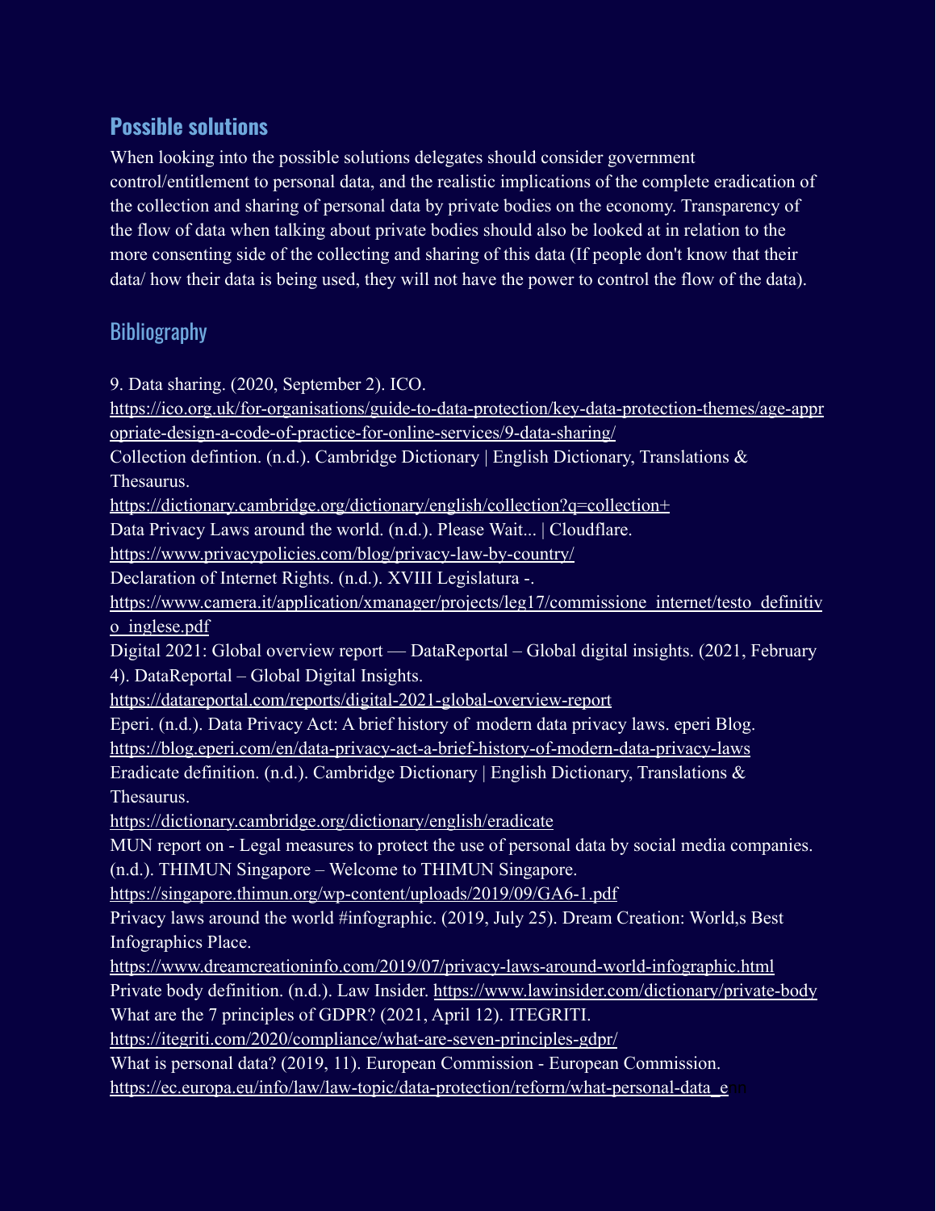## Possible solutions

When looking into the possible solutions delegates should consider government control/entitlement to personal data, and the realistic implications of the complete eradication of the collection and sharing of personal data by private bodies on the economy. Transparency of the flow of data when talking about private bodies should also be looked at in relation to the more consenting side of the collecting and sharing of this data (If people don't know that their data/ how their data is being used, they will not have the power to control the flow of the data).

## Bibliography

9. Data sharing. (2020, September 2). ICO. https://ico.org.uk/for-organisations/guide-to-data-protection/key-data-protection-themes/age-appropriate-design-a-code-of-practice-for-online-services/9-data-sharing/

Collection defintion. (n.d.). Cambridge Dictionary | English Dictionary, Translations & Thesaurus. https://dictionary.cambridge.org/dictionary/english/collection?q=collection+

Data Privacy Laws around the world. (n.d.). Please Wait... | Cloudflare. https://www.privacypolicies.com/blog/privacy-law-by-country/

Declaration of Internet Rights. (n.d.). XVIII Legislatura -. https://www.camera.it/application/xmanager/projects/leg17/commissione_internet/testo_definitivo_inglese.pdf

Digital 2021: Global overview report — DataReportal – Global digital insights. (2021, February 4). DataReportal – Global Digital Insights. https://datareportal.com/reports/digital-2021-global-overview-report

Eperi. (n.d.). Data Privacy Act: A brief history of modern data privacy laws. eperi Blog. https://blog.eperi.com/en/data-privacy-act-a-brief-history-of-modern-data-privacy-laws

Eradicate definition. (n.d.). Cambridge Dictionary | English Dictionary, Translations & Thesaurus. https://dictionary.cambridge.org/dictionary/english/eradicate

MUN report on - Legal measures to protect the use of personal data by social media companies. (n.d.). THIMUN Singapore – Welcome to THIMUN Singapore. https://singapore.thimun.org/wp-content/uploads/2019/09/GA6-1.pdf

Privacy laws around the world #infographic. (2019, July 25). Dream Creation: World,s Best Infographics Place. https://www.dreamcreationinfo.com/2019/07/privacy-laws-around-world-infographic.html

Private body definition. (n.d.). Law Insider. https://www.lawinsider.com/dictionary/private-body

What are the 7 principles of GDPR? (2021, April 12). ITEGRITI. https://itegriti.com/2020/compliance/what-are-seven-principles-gdpr/

What is personal data? (2019, 11). European Commission - European Commission. https://ec.europa.eu/info/law/law-topic/data-protection/reform/what-personal-data_en